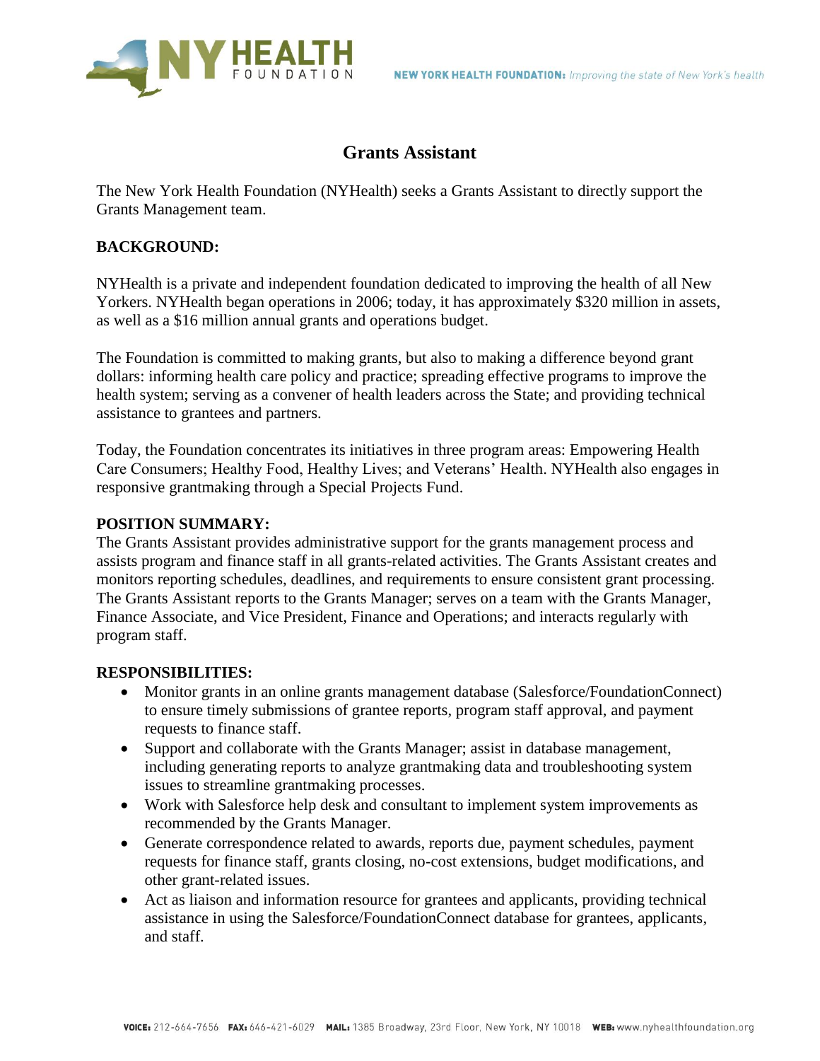# Grants Assistant

The New York Health Foundation (NYHealth) seeks a Grants Assistant to directly support the Grants Management team.

## BACKGROUND:

NYHealth is a private and independent foundation dedicated to improving the health of all New Yorkers. NYHealth began operations in 2006; today, it has approximately $320 million in assets, as well as a $16 million annual grants and operations budget.

The Foundation is committed to making grants, but also to making a difference beyond grant dollars: informing health care policy and practice; spreading effective programs to improve the health system; serving as a convener of health leaders across the State; and providing technical assistance to grantees and partners.

Today, the Foundation concentrates its initiatives in three program areas: Empowering Health Care Consumers; Healthy Food, Healthy Lives; and Veterans' Health. NYHealth also engages in responsive grantmaking through a Special Projects Fund.

## POSITION SUMMARY:

The Grants Assistant provides administrative support for the grants management process and assists program and finance staff in all grants-related activities. The Grants Assistant creates and monitors reporting schedules, deadlines, and requirements to ensure consistent grant processing. The Grants Assistant reports to the Grants Manager; serves on a team with the Grants Manager, Finance Associate, and Vice President, Finance and Operations; and interacts regularly with program staff.

## RESPONSIBILITIES:

- Monitor grants in an online grants management database (Salesforce/FoundationConnect) to ensure timely submissions of grantee reports, program staff approval, and payment requests to finance staff.
- Support and collaborate with the Grants Manager; assist in database management, including generating reports to analyze grantmaking data and troubleshooting system issues to streamline grantmaking processes.
- Work with Salesforce help desk and consultant to implement system improvements as recommended by the Grants Manager.
- Generate correspondence related to awards, reports due, payment schedules, payment requests for finance staff, grants closing, no-cost extensions, budget modifications, and other grant-related issues.
- Act as liaison and information resource for grantees and applicants, providing technical assistance in using the Salesforce/FoundationConnect database for grantees, applicants, and staff.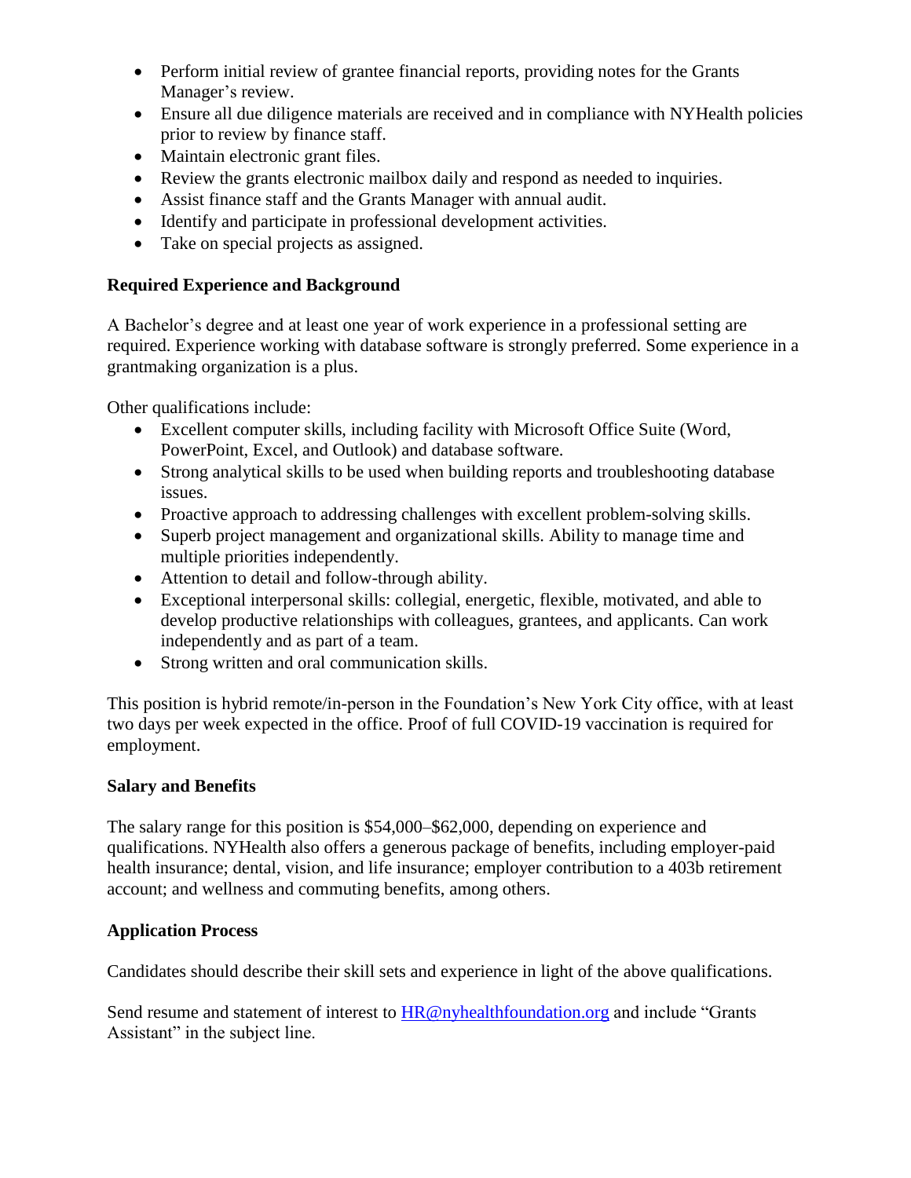- Perform initial review of grantee financial reports, providing notes for the Grants Manager's review.
- Ensure all due diligence materials are received and in compliance with NYHealth policies prior to review by finance staff.
- Maintain electronic grant files.
- Review the grants electronic mailbox daily and respond as needed to inquiries.
- Assist finance staff and the Grants Manager with annual audit.
- Identify and participate in professional development activities.
- Take on special projects as assigned.

**Required Experience and Background**

A Bachelor's degree and at least one year of work experience in a professional setting are required. Experience working with database software is strongly preferred. Some experience in a grantmaking organization is a plus.

Other qualifications include:

- Excellent computer skills, including facility with Microsoft Office Suite (Word, PowerPoint, Excel, and Outlook) and database software.
- Strong analytical skills to be used when building reports and troubleshooting database issues.
- Proactive approach to addressing challenges with excellent problem-solving skills.
- Superb project management and organizational skills. Ability to manage time and multiple priorities independently.
- Attention to detail and follow-through ability.
- Exceptional interpersonal skills: collegial, energetic, flexible, motivated, and able to develop productive relationships with colleagues, grantees, and applicants. Can work independently and as part of a team.
- Strong written and oral communication skills.

This position is hybrid remote/in-person in the Foundation's New York City office, with at least two days per week expected in the office. Proof of full COVID-19 vaccination is required for employment.

**Salary and Benefits**

The salary range for this position is $54,000–$62,000, depending on experience and qualifications. NYHealth also offers a generous package of benefits, including employer-paid health insurance; dental, vision, and life insurance; employer contribution to a 403b retirement account; and wellness and commuting benefits, among others.

**Application Process**

Candidates should describe their skill sets and experience in light of the above qualifications.

Send resume and statement of interest to HR@nyhealthfoundation.org and include "Grants Assistant" in the subject line.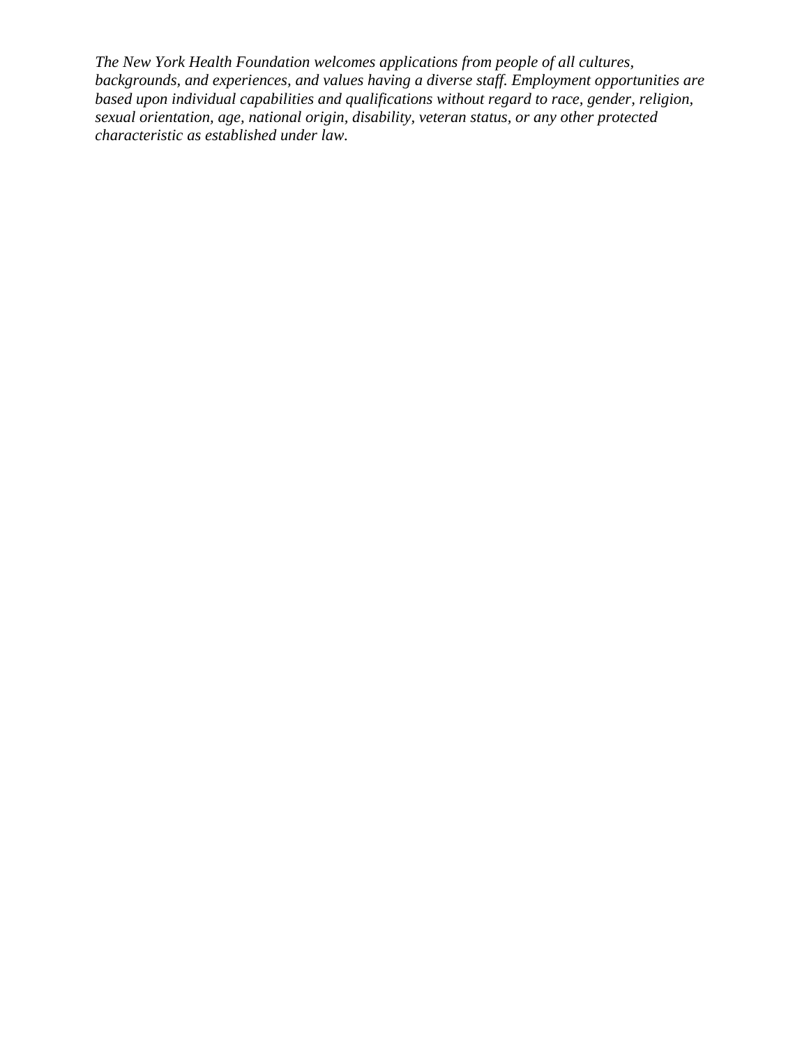*The New York Health Foundation welcomes applications from people of all cultures, backgrounds, and experiences, and values having a diverse staff. Employment opportunities are based upon individual capabilities and qualifications without regard to race, gender, religion, sexual orientation, age, national origin, disability, veteran status, or any other protected characteristic as established under law.*